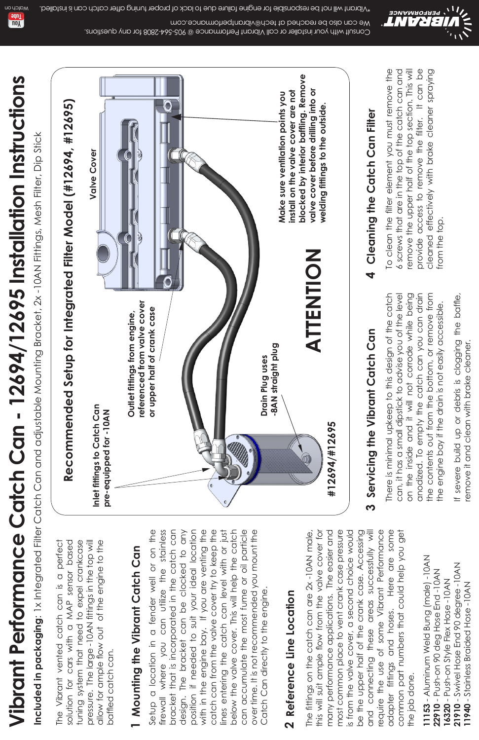# Vibrant Performance Catch Can - 12694/12695 Installation Instructions

**Included in packaging**: 1x Integrated Filter Catch Can and adjustable Mounting Bracket, 2x -10AN Fittings, Mesh Filter, Dip Stick

The Vibrant vented catch can is a perfect solution for cars with a MAP sensor based tuning system that need to expel crankcase pressure. The large -10AN fittings in the top will allow for ample flow out of the engine to the baffled catch can.

## 1 Mounting the Vibrant Catch Can

Setup a location in a fender well or on the firewall where you can utilize the stainless bracket that is incorporated in the catch can design. The bracket can be clocked to any position if needed to suit your ideal location with in the engine bay. If you are venting the catch can from the valve cover try to keep the lines entering the catch can level with or just below the valve cover. This will help the catch can accumulate the most fume or oil particle over time. It is not recommended you mount the Catch Can directly to the engine.

## 2 Reference Line Location

The fittings on the catch can are 2x -10AN male, this will suit ample flow from the valve cover for many performance applications. The easier and most common place to vent crank case pressure is from the valve cover, a second choice would be the upper half of the crank case. Accessing and connecting these areas successfully will require the use of some Vibrant Performance adapter fittings and hoses. Here are some common part numbers that could help you get the job done.

**11153** - Aluminum Weld Bung (male) -10AN
**22910** - Push-on 90 deg Hose End -10AN
**16320** - Push-on Style Flex Hose -10AN
**21910** - Swivel Hose End 90 degree -10AN
**11940** - Stainless Braided Hose -10AN

## Recommended Setup for Integrated Filter Model (#12694, #12695)

Inlet fittings to Catch Can pre-equipped for -10AN

Outlet fittings from engine, referenced from valve cover or upper half of crank case

Valve Cover

Drain Plug uses -8AN straight plug

#12694/#12695

# ATTENTION

**Make sure ventilation points you install on the valve cover are not blocked by interior baffling. Remove valve cover before drilling into or welding fittings to the outside.**

## 3 Servicing the Vibrant Catch Can

There is minimal upkeep to this design of the catch can, it has a small dipstick to advise you of the level on the inside and it will not corrode while being anodized. To empty the catch can you can drain the contents out from the bottom, or remove from the engine bay if the drain is not easily accessible.

If severe build up or debris is clogging the baffle, remove it and clean with brake cleaner.

## 4 Cleaning the Catch Can Filter

To clean the filter element you must remove the 6 screws that are in the top of the catch can and remove the upper half of the top section. This will provide access to remove the filter. It can be cleaned effectively with brake cleaner spraying from the top.

Consult with your installer or call Vibrant Performance @ 905-564-2808 for any questions.
We can also be reached at tech@vibrantperformance.com

*Vibrant will not be responsible for engine failure due to lack of proper tuning after catch can is installed.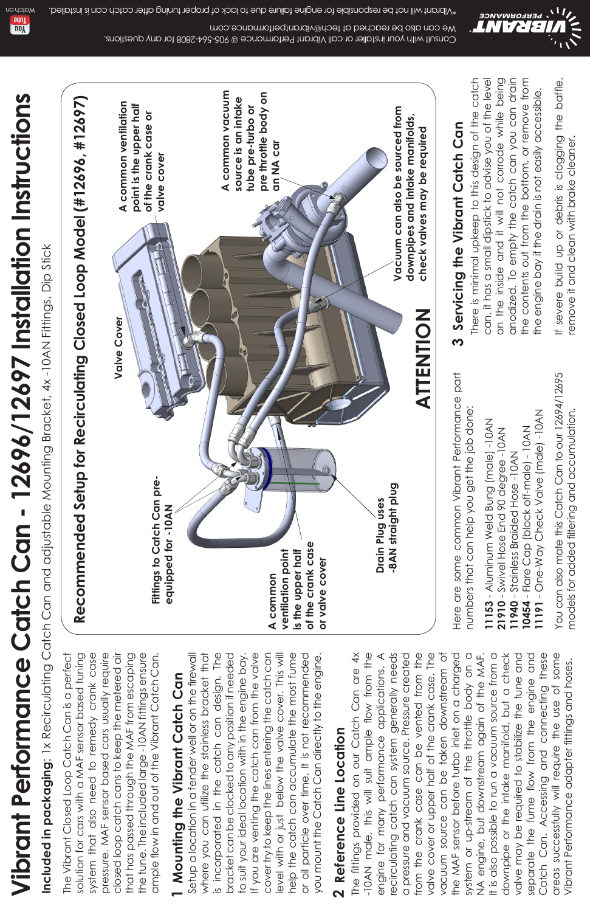# Vibrant Performance Catch Can - 12696/12697 Installation Instructions

**Included in packaging**: 1x Recirculating Catch Can and adjustable Mounting Bracket, 4x -10AN Fittings, Dip Stick

The Vibrant Closed Loop Catch Can is a perfect solution for cars with a MAF sensor based tuning system that also need to remedy crank case pressure. MAF sensor based cars usually require closed loop catch cans to keep the metered air that has passed through the MAF from escaping the tune. The included large -10AN fittings ensure ample flow in and out of the Vibrant Catch Can.

## 1 Mounting the Vibrant Catch Can

Setup a location in a fender well or on the firewall where you can utilize the stainless bracket that is incorporated in the catch can design. The bracket can be clocked to any position if needed to suit your ideal location with in the engine bay. If you are venting the catch can from the valve cover try to keep the lines entering the catch can level with or just below the valve cover. This will help the catch can accumulate the most fume or oil particle over time. It is not recommended you mount the Catch Can directly to the engine.

## 2 Reference Line Location

The fittings provided on our Catch Can are 4x -10AN male, this will suit ample flow from the engine for many performance applications. A recirculating catch can system generally needs a pressure and vacuum source. Pressure created from the crank case can be vented from the valve cover or upper half of the crank case. The vacuum source can be taken downstream of the MAF sensor before turbo inlet on a charged system or up-stream of the throttle body on a NA engine, but downstream again of the MAF. It is also possible to run a vacuum source from a downpipe or the intake manifold, but a check valve may be required to stabilize the tune and separate the fume flow from the engine and Catch Can. Accessing and connecting these areas successfully will require the use of some Vibrant Performance adapter fittings and hoses.

## Recommended Setup for Recirculating Closed Loop Model (#12696, #12697)

Fittings to Catch Can pre-equipped for -10AN

A common ventilation point is the upper half of the crank case or valve cover

Drain Plug uses -8AN straight plug

Valve Cover

A common ventilation point is the upper half of the crank case or valve cover

A common vacuum source is an intake tube pre-turbo or pre throttle body on an NA car

Vacuum can also be sourced from downpipes and intake manifolds, check valves may be required

# ATTENTION

Here are some common Vibrant Performance part numbers that can help you get the job done:

**11153** - Aluminum Weld Bung (male) -10AN
**21910** - Swivel Hose End 90 degree -10AN
**11940** - Stainless Braided Hose -10AN
**10454** - Flare Cap (block off-male) - 10AN
**11191** - One-Way Check Valve (male) -10AN

You can also mate this Catch Can to our 12694/12695 models for added filtering and accumulation.

## 3 Servicing the Vibrant Catch Can

There is minimal upkeep to this design of the catch can, it has a small dipstick to advise you of the level on the inside and it will not corrode while being anodized. To empty the catch can you can drain the contents out from the bottom, or remove from the engine bay if the drain is not easily accessible.

If severe build up or debris is clogging the baffle, remove it and clean with brake cleaner.

Consult with your installer or call Vibrant Performance @ 905-564-2808 for any questions.
We can also be reached at tech@vibrantperformance.com

*Vibrant will not be responsible for engine failure due to lack of proper tuning after catch can is installed.

Watch on YouTube